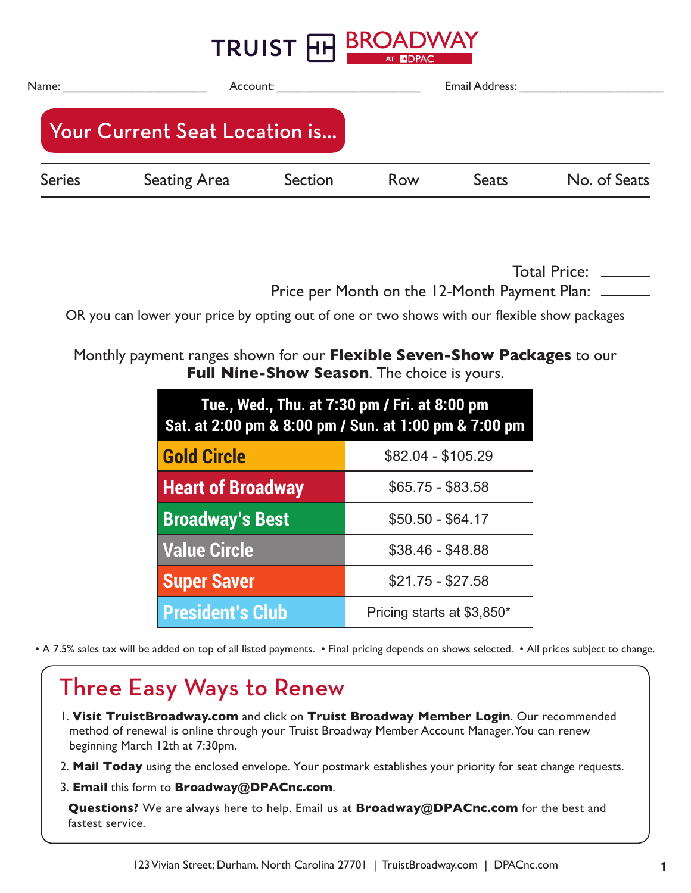# TRUIST BROADWAY AT DPAC

Name: ______________________ Account: ______________________ Email Address: ______________________

## Your Current Seat Location is...

| Series | Seating Area | Section | Row | Seats | No. of Seats |
|---|---|---|---|---|---|
| | | | | | |

Total Price: ______

Price per Month on the 12-Month Payment Plan: ______

OR you can lower your price by opting out of one or two shows with our flexible show packages

Monthly payment ranges shown for our **Flexible Seven-Show Packages** to our **Full Nine-Show Season**. The choice is yours.

| Tue., Wed., Thu. at 7:30 pm / Fri. at 8:00 pm<br>Sat. at 2:00 pm & 8:00 pm / Sun. at 1:00 pm & 7:00 pm | |
|---|---|
| Gold Circle | $82.04 - $105.29 |
| Heart of Broadway | $65.75 - $83.58 |
| Broadway's Best | $50.50 - $64.17 |
| Value Circle | $38.46 - $48.88 |
| Super Saver | $21.75 - $27.58 |
| President's Club | Pricing starts at $3,850* |

• A 7.5% sales tax will be added on top of all listed payments. • Final pricing depends on shows selected. • All prices subject to change.

## Three Easy Ways to Renew

1. **Visit TruistBroadway.com** and click on **Truist Broadway Member Login**. Our recommended method of renewal is online through your Truist Broadway Member Account Manager. You can renew beginning March 12th at 7:30pm.
2. **Mail Today** using the enclosed envelope. Your postmark establishes your priority for seat change requests.
3. **Email** this form to **Broadway@DPACnc.com**.

**Questions?** We are always here to help. Email us at **Broadway@DPACnc.com** for the best and fastest service.

123 Vivian Street; Durham, North Carolina 27701 | TruistBroadway.com | DPACnc.com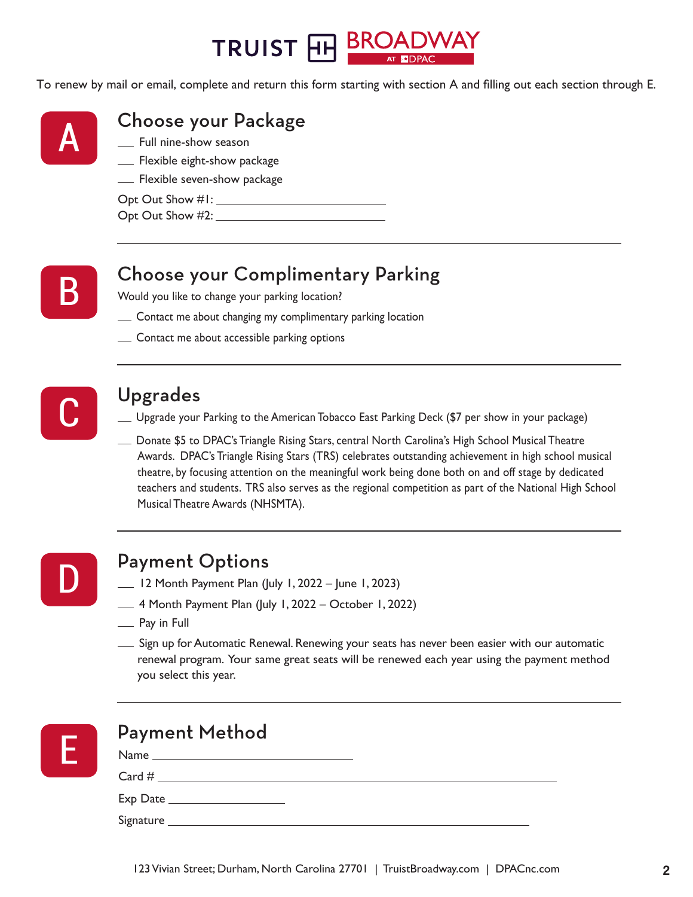TRUIST BROADWAY AT DPAC

To renew by mail or email, complete and return this form starting with section A and filling out each section through E.

## A — Choose your Package

- ___ Full nine-show season
- ___ Flexible eight-show package
- ___ Flexible seven-show package

Opt Out Show #1: ______________________________

Opt Out Show #2: ______________________________

## B — Choose your Complimentary Parking

Would you like to change your parking location?

- ___ Contact me about changing my complimentary parking location
- ___ Contact me about accessible parking options

## C — Upgrades

- ___ Upgrade your Parking to the American Tobacco East Parking Deck ($7 per show in your package)
- ___ Donate $5 to DPAC's Triangle Rising Stars, central North Carolina's High School Musical Theatre Awards. DPAC's Triangle Rising Stars (TRS) celebrates outstanding achievement in high school musical theatre, by focusing attention on the meaningful work being done both on and off stage by dedicated teachers and students. TRS also serves as the regional competition as part of the National High School Musical Theatre Awards (NHSMTA).

## D — Payment Options

- ___ 12 Month Payment Plan (July 1, 2022 – June 1, 2023)
- ___ 4 Month Payment Plan (July 1, 2022 – October 1, 2022)
- ___ Pay in Full
- ___ Sign up for Automatic Renewal. Renewing your seats has never been easier with our automatic renewal program. Your same great seats will be renewed each year using the payment method you select this year.

## E — Payment Method

Name ______________________________

Card # ______________________________

Exp Date ______________________________

Signature ______________________________

123 Vivian Street; Durham, North Carolina 27701 | TruistBroadway.com | DPACnc.com